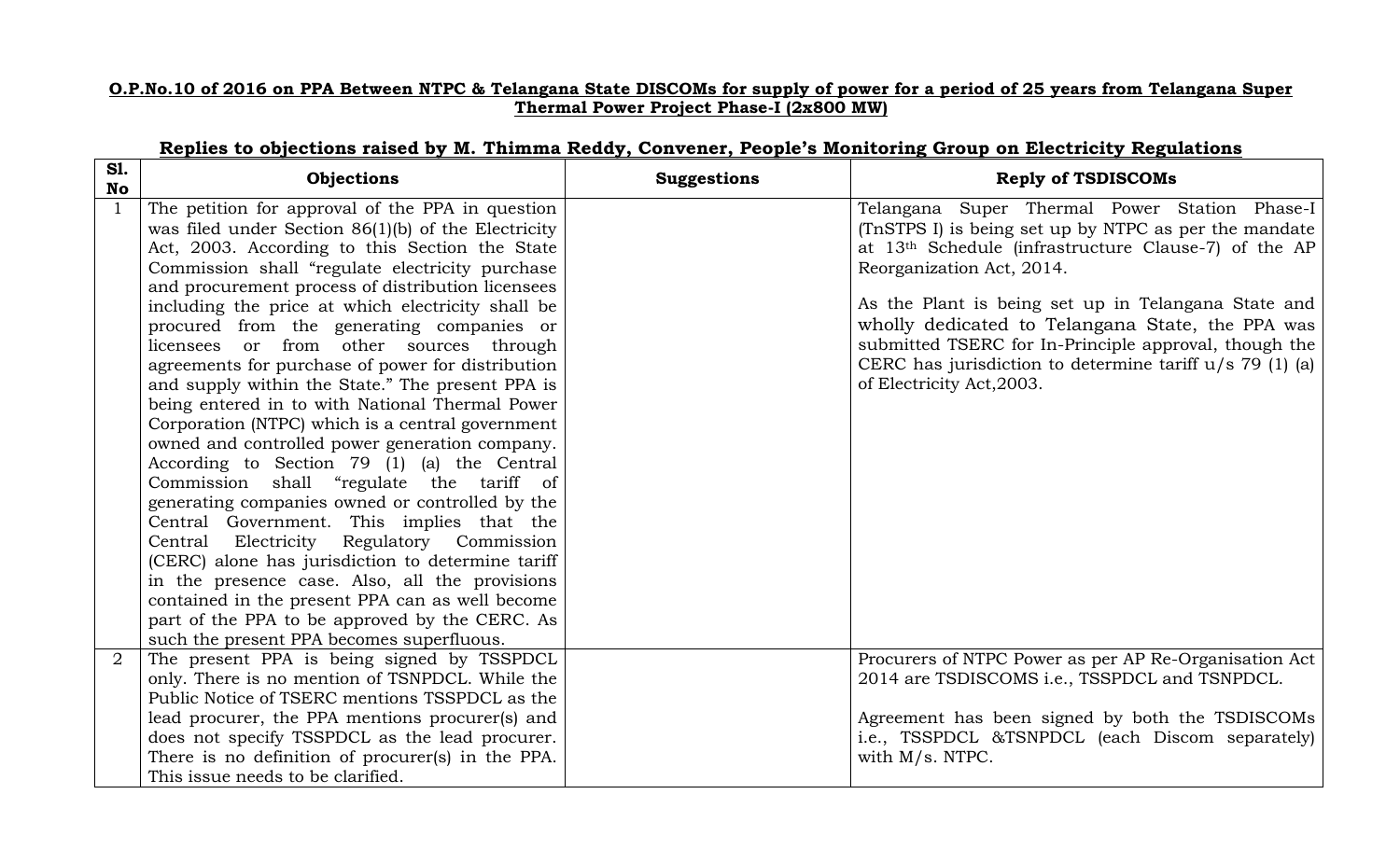**O.P.No.10 of 2016 on PPA Between NTPC & Telangana State DISCOMs for supply of power for a period of 25 years from Telangana Super Thermal Power Project Phase-I (2x800 MW)**

**Replies to objections raised by M. Thimma Reddy, Convener, People's Monitoring Group on Electricity Regulations**

| Sl. No | Objections | Suggestions | Reply of TSDISCOMs |
|---|---|---|---|
| 1 | The petition for approval of the PPA in question was filed under Section 86(1)(b) of the Electricity Act, 2003. According to this Section the State Commission shall "regulate electricity purchase and procurement process of distribution licensees including the price at which electricity shall be procured from the generating companies or licensees or from other sources through agreements for purchase of power for distribution and supply within the State." The present PPA is being entered in to with National Thermal Power Corporation (NTPC) which is a central government owned and controlled power generation company. According to Section 79 (1) (a) the Central Commission shall "regulate the tariff of generating companies owned or controlled by the Central Government. This implies that the Central Electricity Regulatory Commission (CERC) alone has jurisdiction to determine tariff in the presence case. Also, all the provisions contained in the present PPA can as well become part of the PPA to be approved by the CERC. As such the present PPA becomes superfluous. | | Telangana Super Thermal Power Station Phase-I (TnSTPS I) is being set up by NTPC as per the mandate at 13th Schedule (infrastructure Clause-7) of the AP Reorganization Act, 2014.<br><br>As the Plant is being set up in Telangana State and wholly dedicated to Telangana State, the PPA was submitted TSERC for In-Principle approval, though the CERC has jurisdiction to determine tariff u/s 79 (1) (a) of Electricity Act,2003. |
| 2 | The present PPA is being signed by TSSPDCL only. There is no mention of TSNPDCL. While the Public Notice of TSERC mentions TSSPDCL as the lead procurer, the PPA mentions procurer(s) and does not specify TSSPDCL as the lead procurer. There is no definition of procurer(s) in the PPA. This issue needs to be clarified. | | Procurers of NTPC Power as per AP Re-Organisation Act 2014 are TSDISCOMS i.e., TSSPDCL and TSNPDCL.<br><br>Agreement has been signed by both the TSDISCOMs i.e., TSSPDCL &TSNPDCL (each Discom separately) with M/s. NTPC. |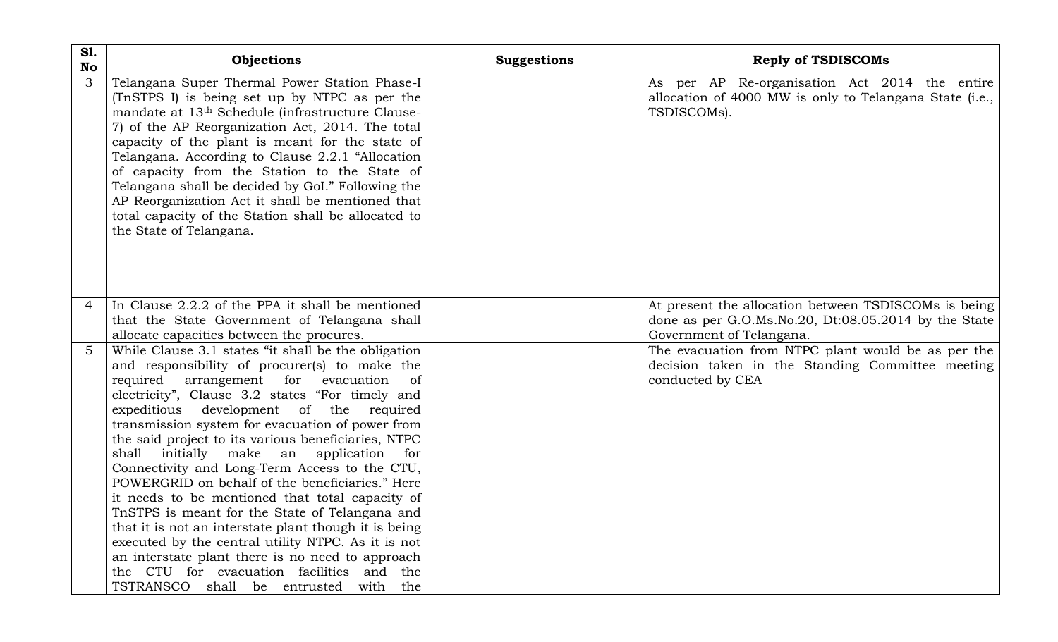| Sl. No | Objections | Suggestions | Reply of TSDISCOMs |
|---|---|---|---|
| 3 | Telangana Super Thermal Power Station Phase-I (TnSTPS I) is being set up by NTPC as per the mandate at 13th Schedule (infrastructure Clause-7) of the AP Reorganization Act, 2014. The total capacity of the plant is meant for the state of Telangana. According to Clause 2.2.1 "Allocation of capacity from the Station to the State of Telangana shall be decided by GoI." Following the AP Reorganization Act it shall be mentioned that total capacity of the Station shall be allocated to the State of Telangana. | | As per AP Re-organisation Act 2014 the entire allocation of 4000 MW is only to Telangana State (i.e., TSDISCOMs). |
| 4 | In Clause 2.2.2 of the PPA it shall be mentioned that the State Government of Telangana shall allocate capacities between the procures. | | At present the allocation between TSDISCOMs is being done as per G.O.Ms.No.20, Dt:08.05.2014 by the State Government of Telangana. |
| 5 | While Clause 3.1 states "it shall be the obligation and responsibility of procurer(s) to make the required arrangement for evacuation of electricity", Clause 3.2 states "For timely and expeditious development of the required transmission system for evacuation of power from the said project to its various beneficiaries, NTPC shall initially make an application for Connectivity and Long-Term Access to the CTU, POWERGRID on behalf of the beneficiaries." Here it needs to be mentioned that total capacity of TnSTPS is meant for the State of Telangana and that it is not an interstate plant though it is being executed by the central utility NTPC. As it is not an interstate plant there is no need to approach the CTU for evacuation facilities and the TSTRANSCO shall be entrusted with the | | The evacuation from NTPC plant would be as per the decision taken in the Standing Committee meeting conducted by CEA |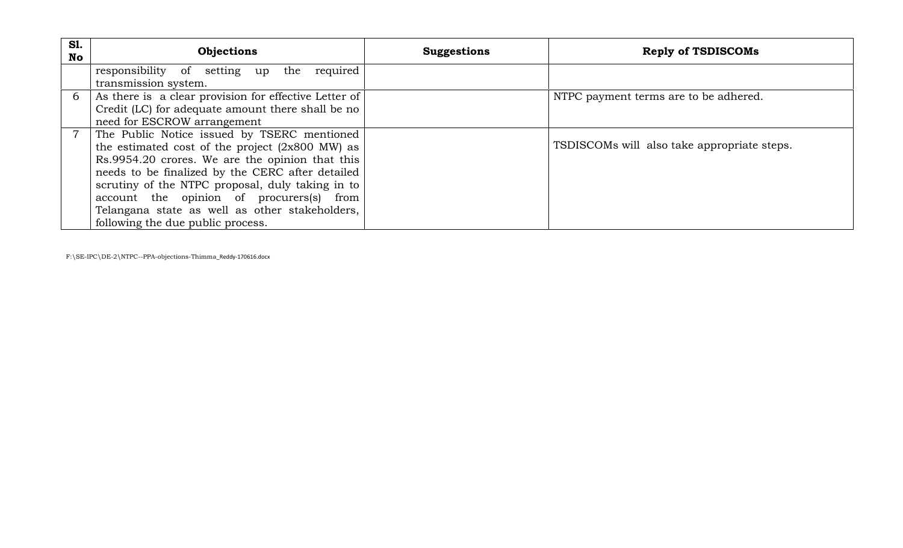| Sl. No | Objections | Suggestions | Reply of TSDISCOMs |
|---|---|---|---|
| | responsibility of setting up the required transmission system. | | |
| 6 | As there is a clear provision for effective Letter of Credit (LC) for adequate amount there shall be no need for ESCROW arrangement | | NTPC payment terms are to be adhered. |
| 7 | The Public Notice issued by TSERC mentioned the estimated cost of the project (2x800 MW) as Rs.9954.20 crores. We are the opinion that this needs to be finalized by the CERC after detailed scrutiny of the NTPC proposal, duly taking in to account the opinion of procurers(s) from Telangana state as well as other stakeholders, following the due public process. | | TSDISCOMs will also take appropriate steps. |

F:\SE-IPC\DE-2\NTPC--PPA-objections-Thimma_Reddy-170616.docx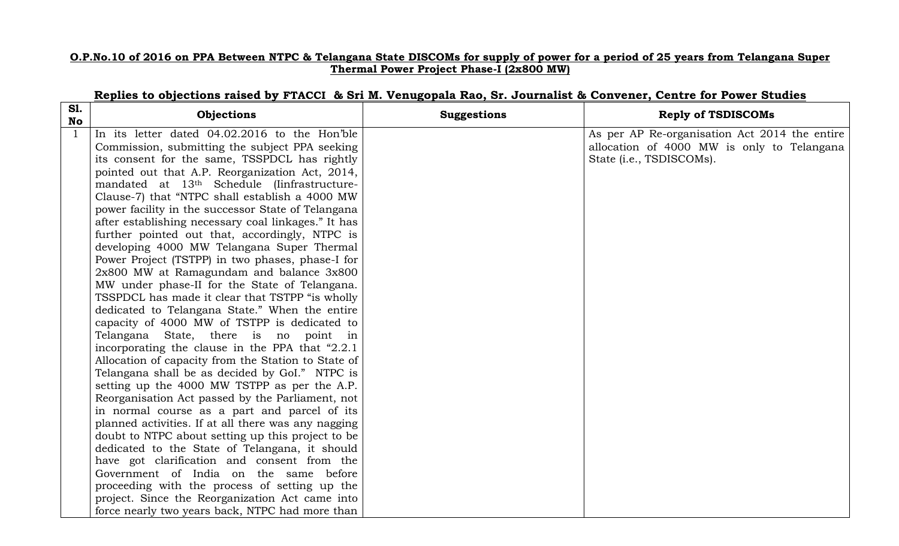**O.P.No.10 of 2016 on PPA Between NTPC & Telangana State DISCOMs for supply of power for a period of 25 years from Telangana Super Thermal Power Project Phase-I (2x800 MW)**

**Replies to objections raised by FTACCI & Sri M. Venugopala Rao, Sr. Journalist & Convener, Centre for Power Studies**

| Sl. No | Objections | Suggestions | Reply of TSDISCOMs |
|---|---|---|---|
| 1 | In its letter dated 04.02.2016 to the Hon'ble Commission, submitting the subject PPA seeking its consent for the same, TSSPDCL has rightly pointed out that A.P. Reorganization Act, 2014, mandated at 13th Schedule (Iinfrastructure-Clause-7) that "NTPC shall establish a 4000 MW power facility in the successor State of Telangana after establishing necessary coal linkages." It has further pointed out that, accordingly, NTPC is developing 4000 MW Telangana Super Thermal Power Project (TSTPP) in two phases, phase-I for 2x800 MW at Ramagundam and balance 3x800 MW under phase-II for the State of Telangana. TSSPDCL has made it clear that TSTPP "is wholly dedicated to Telangana State." When the entire capacity of 4000 MW of TSTPP is dedicated to Telangana State, there is no point in incorporating the clause in the PPA that "2.2.1 Allocation of capacity from the Station to State of Telangana shall be as decided by GoI." NTPC is setting up the 4000 MW TSTPP as per the A.P. Reorganisation Act passed by the Parliament, not in normal course as a part and parcel of its planned activities. If at all there was any nagging doubt to NTPC about setting up this project to be dedicated to the State of Telangana, it should have got clarification and consent from the Government of India on the same before proceeding with the process of setting up the project. Since the Reorganization Act came into force nearly two years back, NTPC had more than | | As per AP Re-organisation Act 2014 the entire allocation of 4000 MW is only to Telangana State (i.e., TSDISCOMs). |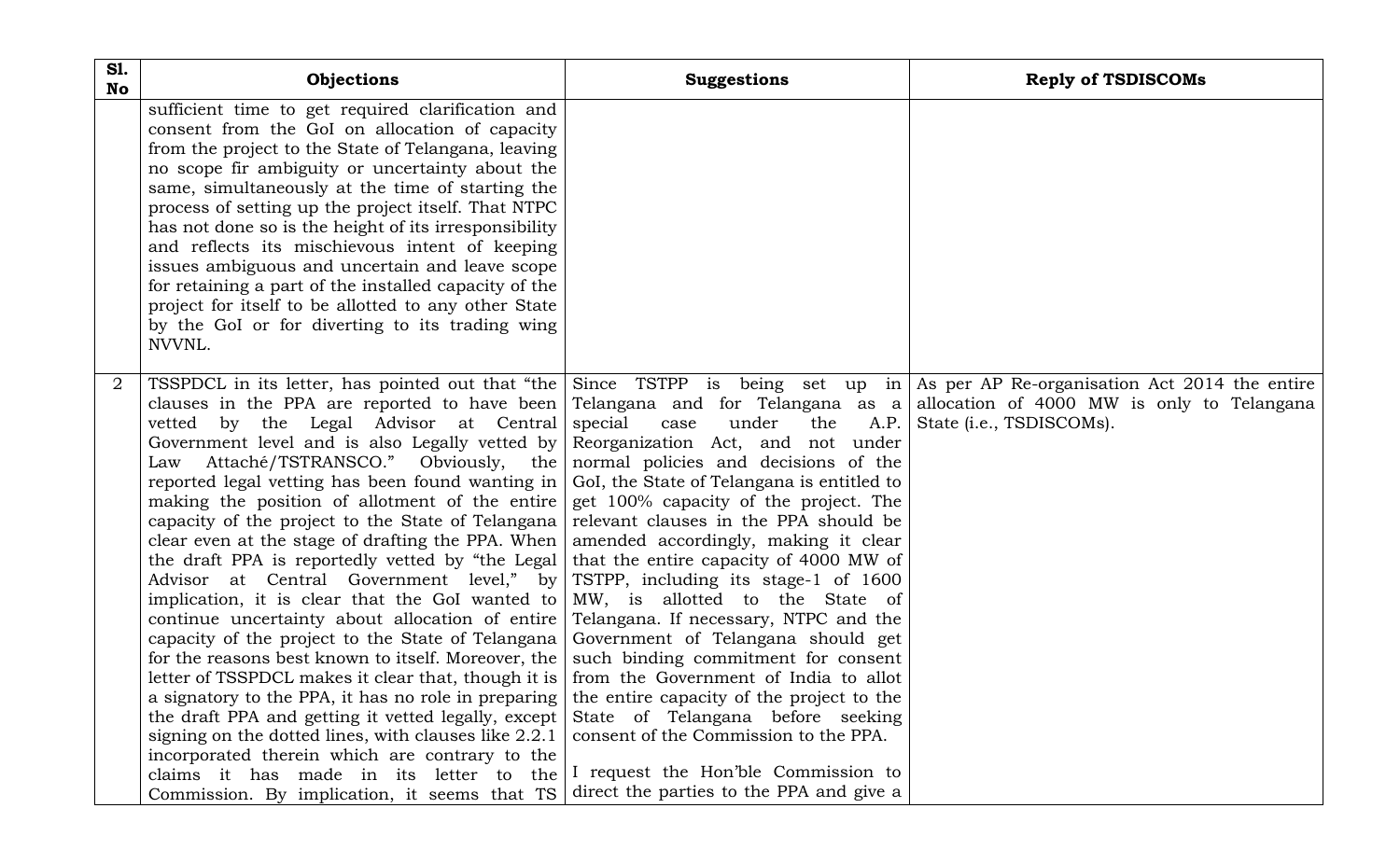| Sl. No | Objections | Suggestions | Reply of TSDISCOMs |
|---|---|---|---|
| | sufficient time to get required clarification and consent from the GoI on allocation of capacity from the project to the State of Telangana, leaving no scope fir ambiguity or uncertainty about the same, simultaneously at the time of starting the process of setting up the project itself. That NTPC has not done so is the height of its irresponsibility and reflects its mischievous intent of keeping issues ambiguous and uncertain and leave scope for retaining a part of the installed capacity of the project for itself to be allotted to any other State by the GoI or for diverting to its trading wing NVVNL. | | |
| 2 | TSSPDCL in its letter, has pointed out that "the clauses in the PPA are reported to have been vetted by the Legal Advisor at Central Government level and is also Legally vetted by Law Attaché/TSTRANSCO." Obviously, the reported legal vetting has been found wanting in making the position of allotment of the entire capacity of the project to the State of Telangana clear even at the stage of drafting the PPA. When the draft PPA is reportedly vetted by "the Legal Advisor at Central Government level," by implication, it is clear that the GoI wanted to continue uncertainty about allocation of entire capacity of the project to the State of Telangana for the reasons best known to itself. Moreover, the letter of TSSPDCL makes it clear that, though it is a signatory to the PPA, it has no role in preparing the draft PPA and getting it vetted legally, except signing on the dotted lines, with clauses like 2.2.1 incorporated therein which are contrary to the claims it has made in its letter to the Commission. By implication, it seems that TS | Since TSTPP is being set up in Telangana and for Telangana as a special case under the A.P. Reorganization Act, and not under normal policies and decisions of the GoI, the State of Telangana is entitled to get 100% capacity of the project. The relevant clauses in the PPA should be amended accordingly, making it clear that the entire capacity of 4000 MW of TSTPP, including its stage-1 of 1600 MW, is allotted to the State of Telangana. If necessary, NTPC and the Government of Telangana should get such binding commitment for consent from the Government of India to allot the entire capacity of the project to the State of Telangana before seeking consent of the Commission to the PPA.<br><br>I request the Hon'ble Commission to direct the parties to the PPA and give a | As per AP Re-organisation Act 2014 the entire allocation of 4000 MW is only to Telangana State (i.e., TSDISCOMs). |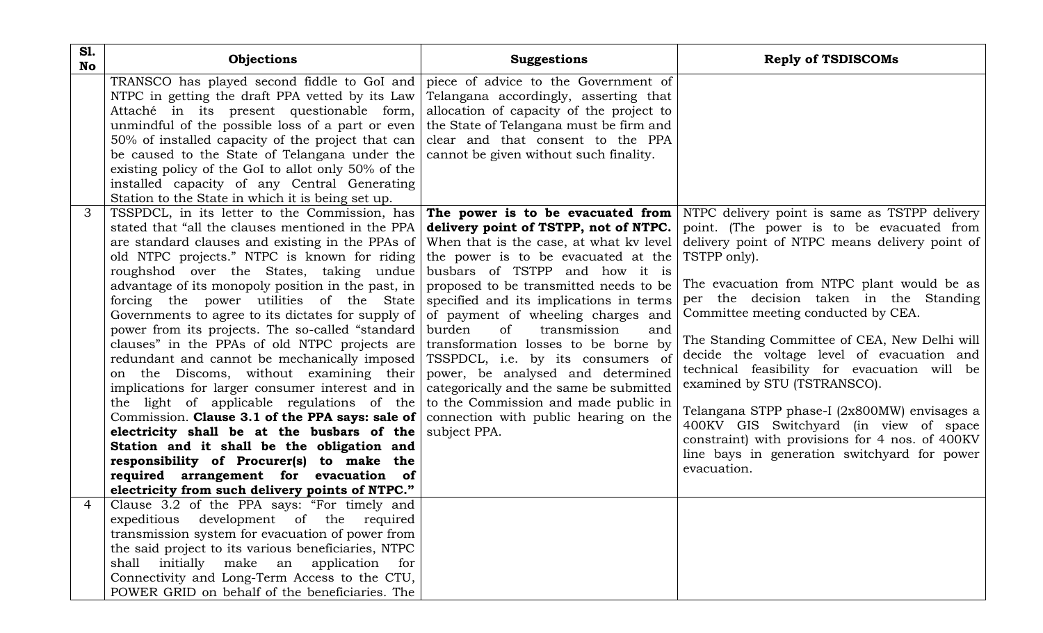| Sl. No | Objections | Suggestions | Reply of TSDISCOMs |
|---|---|---|---|
| | TRANSCO has played second fiddle to GoI and NTPC in getting the draft PPA vetted by its Law Attaché in its present questionable form, unmindful of the possible loss of a part or even 50% of installed capacity of the project that can be caused to the State of Telangana under the existing policy of the GoI to allot only 50% of the installed capacity of any Central Generating Station to the State in which it is being set up. | piece of advice to the Government of Telangana accordingly, asserting that allocation of capacity of the project to the State of Telangana must be firm and clear and that consent to the PPA cannot be given without such finality. | |
| 3 | TSSPDCL, in its letter to the Commission, has stated that "all the clauses mentioned in the PPA are standard clauses and existing in the PPAs of old NTPC projects." NTPC is known for riding roughshod over the States, taking undue advantage of its monopoly position in the past, in forcing the power utilities of the State Governments to agree to its dictates for supply of power from its projects. The so-called "standard clauses" in the PPAs of old NTPC projects are redundant and cannot be mechanically imposed on the Discoms, without examining their implications for larger consumer interest and in the light of applicable regulations of the Commission. **Clause 3.1 of the PPA says: sale of electricity shall be at the busbars of the Station and it shall be the obligation and responsibility of Procurer(s) to make the required arrangement for evacuation of electricity from such delivery points of NTPC."** | **The power is to be evacuated from delivery point of TSTPP, not of NTPC.** When that is the case, at what kv level the power is to be evacuated at the busbars of TSTPP and how it is proposed to be transmitted needs to be specified and its implications in terms of payment of wheeling charges and burden of transmission and transformation losses to be borne by TSSPDCL, i.e. by its consumers of power, be analysed and determined categorically and the same be submitted to the Commission and made public in connection with public hearing on the subject PPA. | NTPC delivery point is same as TSTPP delivery point. (The power is to be evacuated from delivery point of NTPC means delivery point of TSTPP only).<br><br>The evacuation from NTPC plant would be as per the decision taken in the Standing Committee meeting conducted by CEA.<br><br>The Standing Committee of CEA, New Delhi will decide the voltage level of evacuation and technical feasibility for evacuation will be examined by STU (TSTRANSCO).<br><br>Telangana STPP phase-I (2x800MW) envisages a 400KV GIS Switchyard (in view of space constraint) with provisions for 4 nos. of 400KV line bays in generation switchyard for power evacuation. |
| 4 | Clause 3.2 of the PPA says: "For timely and expeditious development of the required transmission system for evacuation of power from the said project to its various beneficiaries, NTPC shall initially make an application for Connectivity and Long-Term Access to the CTU, POWER GRID on behalf of the beneficiaries. The | | |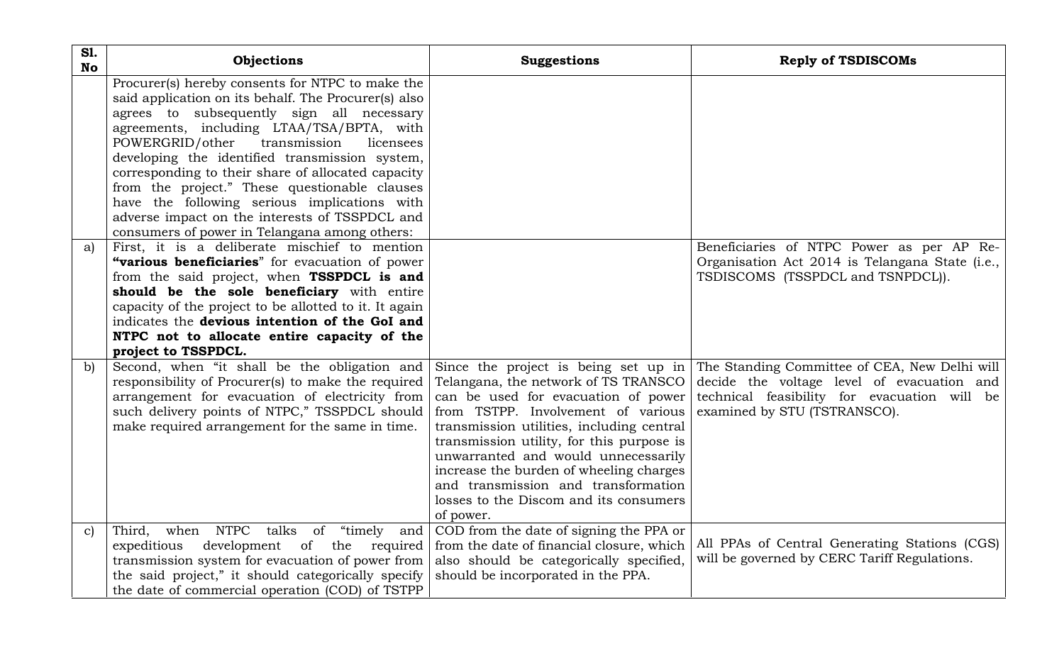| Sl. No | Objections | Suggestions | Reply of TSDISCOMs |
|---|---|---|---|
| | Procurer(s) hereby consents for NTPC to make the said application on its behalf. The Procurer(s) also agrees to subsequently sign all necessary agreements, including LTAA/TSA/BPTA, with POWERGRID/other transmission licensees developing the identified transmission system, corresponding to their share of allocated capacity from the project." These questionable clauses have the following serious implications with adverse impact on the interests of TSSPDCL and consumers of power in Telangana among others: | | |
| a) | First, it is a deliberate mischief to mention **"various beneficiaries"** for evacuation of power from the said project, when **TSSPDCL is and should be the sole beneficiary** with entire capacity of the project to be allotted to it. It again indicates the **devious intention of the GoI and NTPC not to allocate entire capacity of the project to TSSPDCL.** | | Beneficiaries of NTPC Power as per AP Re-Organisation Act 2014 is Telangana State (i.e., TSDISCOMS (TSSPDCL and TSNPDCL)). |
| b) | Second, when "it shall be the obligation and responsibility of Procurer(s) to make the required arrangement for evacuation of electricity from such delivery points of NTPC," TSSPDCL should make required arrangement for the same in time. | Since the project is being set up in Telangana, the network of TS TRANSCO can be used for evacuation of power from TSTPP. Involvement of various transmission utilities, including central transmission utility, for this purpose is unwarranted and would unnecessarily increase the burden of wheeling charges and transmission and transformation losses to the Discom and its consumers of power. | The Standing Committee of CEA, New Delhi will decide the voltage level of evacuation and technical feasibility for evacuation will be examined by STU (TSTRANSCO). |
| c) | Third, when NTPC talks of "timely and expeditious development of the required transmission system for evacuation of power from the said project," it should categorically specify the date of commercial operation (COD) of TSTPP | COD from the date of signing the PPA or from the date of financial closure, which also should be categorically specified, should be incorporated in the PPA. | All PPAs of Central Generating Stations (CGS) will be governed by CERC Tariff Regulations. |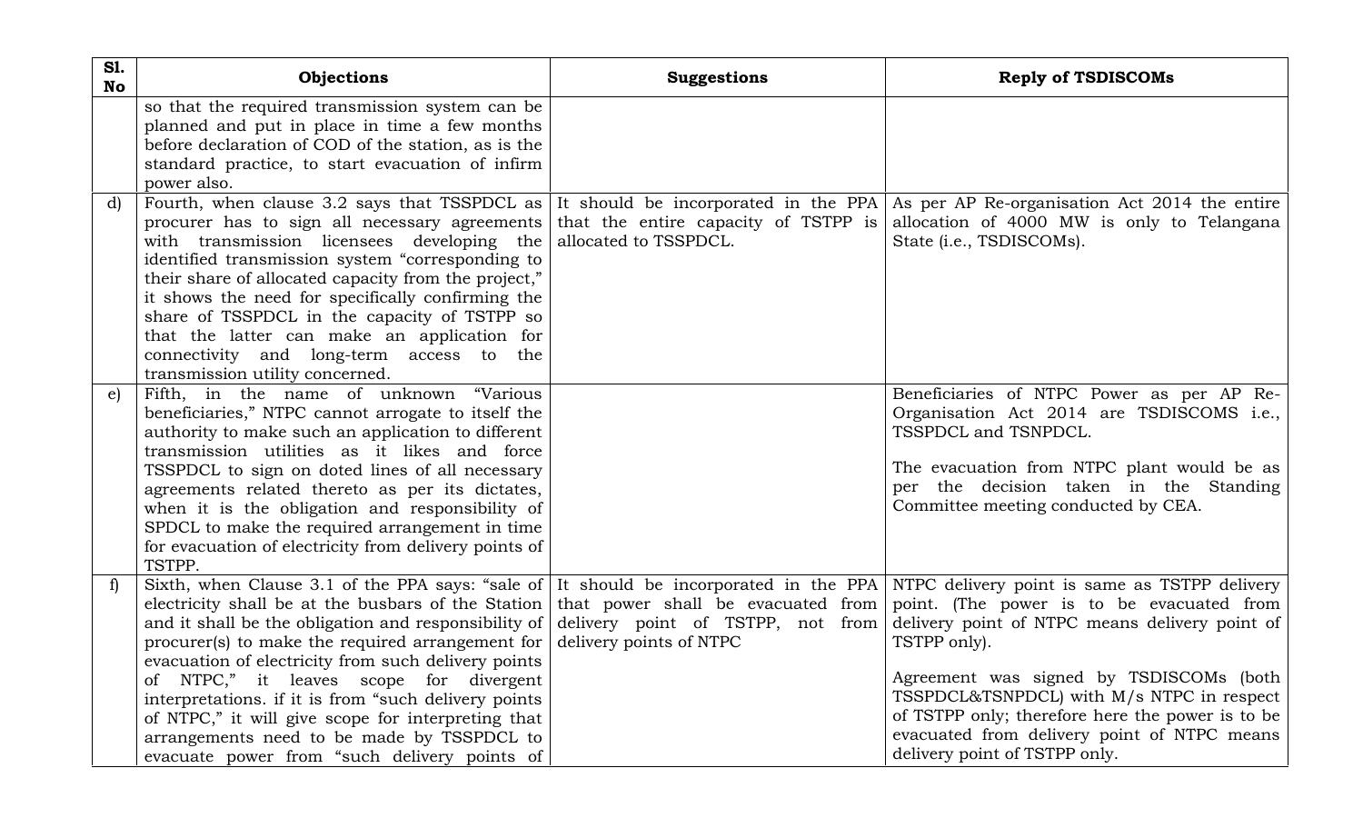| Sl. No | Objections | Suggestions | Reply of TSDISCOMs |
|---|---|---|---|
| | so that the required transmission system can be planned and put in place in time a few months before declaration of COD of the station, as is the standard practice, to start evacuation of infirm power also. | | |
| d) | Fourth, when clause 3.2 says that TSSPDCL as procurer has to sign all necessary agreements with transmission licensees developing the identified transmission system "corresponding to their share of allocated capacity from the project," it shows the need for specifically confirming the share of TSSPDCL in the capacity of TSTPP so that the latter can make an application for connectivity and long-term access to the transmission utility concerned. | It should be incorporated in the PPA that the entire capacity of TSTPP is allocated to TSSPDCL. | As per AP Re-organisation Act 2014 the entire allocation of 4000 MW is only to Telangana State (i.e., TSDISCOMs). |
| e) | Fifth, in the name of unknown "Various beneficiaries," NTPC cannot arrogate to itself the authority to make such an application to different transmission utilities as it likes and force TSSPDCL to sign on doted lines of all necessary agreements related thereto as per its dictates, when it is the obligation and responsibility of SPDCL to make the required arrangement in time for evacuation of electricity from delivery points of TSTPP. | | Beneficiaries of NTPC Power as per AP Re-Organisation Act 2014 are TSDISCOMS i.e., TSSPDCL and TSNPDCL.<br><br>The evacuation from NTPC plant would be as per the decision taken in the Standing Committee meeting conducted by CEA. |
| f) | Sixth, when Clause 3.1 of the PPA says: "sale of electricity shall be at the busbars of the Station and it shall be the obligation and responsibility of procurer(s) to make the required arrangement for evacuation of electricity from such delivery points of NTPC," it leaves scope for divergent interpretations. if it is from "such delivery points of NTPC," it will give scope for interpreting that arrangements need to be made by TSSPDCL to evacuate power from "such delivery points of | It should be incorporated in the PPA that power shall be evacuated from delivery point of TSTPP, not from delivery points of NTPC | NTPC delivery point is same as TSTPP delivery point. (The power is to be evacuated from delivery point of NTPC means delivery point of TSTPP only).<br><br>Agreement was signed by TSDISCOMs (both TSSPDCL&TSNPDCL) with M/s NTPC in respect of TSTPP only; therefore here the power is to be evacuated from delivery point of NTPC means delivery point of TSTPP only. |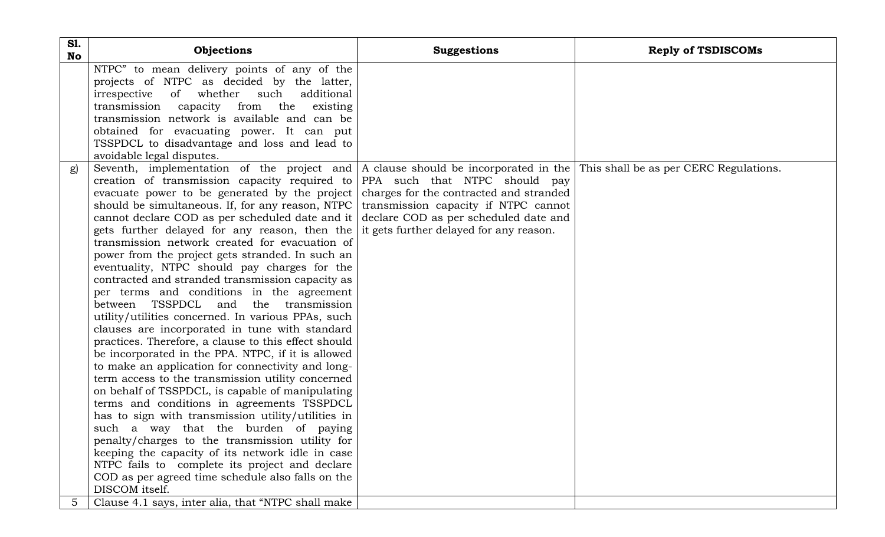| Sl. No | Objections | Suggestions | Reply of TSDISCOMs |
|---|---|---|---|
| | NTPC" to mean delivery points of any of the projects of NTPC as decided by the latter, irrespective of whether such additional transmission capacity from the existing transmission network is available and can be obtained for evacuating power. It can put TSSPDCL to disadvantage and loss and lead to avoidable legal disputes. | | |
| g) | Seventh, implementation of the project and creation of transmission capacity required to evacuate power to be generated by the project should be simultaneous. If, for any reason, NTPC cannot declare COD as per scheduled date and it gets further delayed for any reason, then the transmission network created for evacuation of power from the project gets stranded. In such an eventuality, NTPC should pay charges for the contracted and stranded transmission capacity as per terms and conditions in the agreement between TSSPDCL and the transmission utility/utilities concerned. In various PPAs, such clauses are incorporated in tune with standard practices. Therefore, a clause to this effect should be incorporated in the PPA. NTPC, if it is allowed to make an application for connectivity and long-term access to the transmission utility concerned on behalf of TSSPDCL, is capable of manipulating terms and conditions in agreements TSSPDCL has to sign with transmission utility/utilities in such a way that the burden of paying penalty/charges to the transmission utility for keeping the capacity of its network idle in case NTPC fails to complete its project and declare COD as per agreed time schedule also falls on the DISCOM itself. | A clause should be incorporated in the PPA such that NTPC should pay charges for the contracted and stranded transmission capacity if NTPC cannot declare COD as per scheduled date and it gets further delayed for any reason. | This shall be as per CERC Regulations. |
| 5 | Clause 4.1 says, inter alia, that "NTPC shall make | | |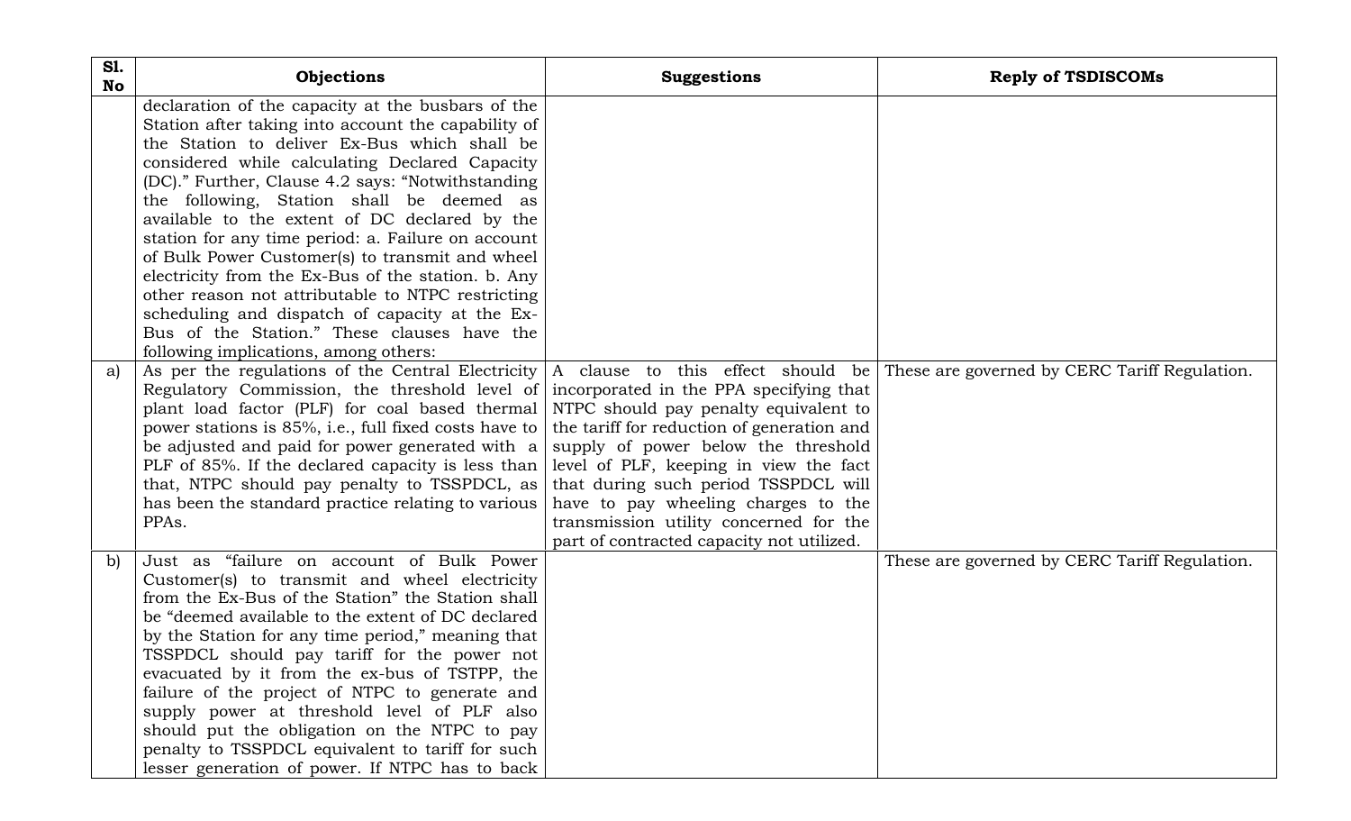| Sl. No | Objections | Suggestions | Reply of TSDISCOMs |
|---|---|---|---|
| | declaration of the capacity at the busbars of the Station after taking into account the capability of the Station to deliver Ex-Bus which shall be considered while calculating Declared Capacity (DC)." Further, Clause 4.2 says: "Notwithstanding the following, Station shall be deemed as available to the extent of DC declared by the station for any time period: a. Failure on account of Bulk Power Customer(s) to transmit and wheel electricity from the Ex-Bus of the station. b. Any other reason not attributable to NTPC restricting scheduling and dispatch of capacity at the Ex-Bus of the Station." These clauses have the following implications, among others: | | |
| a) | As per the regulations of the Central Electricity Regulatory Commission, the threshold level of plant load factor (PLF) for coal based thermal power stations is 85%, i.e., full fixed costs have to be adjusted and paid for power generated with a PLF of 85%. If the declared capacity is less than that, NTPC should pay penalty to TSSPDCL, as has been the standard practice relating to various PPAs. | A clause to this effect should be incorporated in the PPA specifying that NTPC should pay penalty equivalent to the tariff for reduction of generation and supply of power below the threshold level of PLF, keeping in view the fact that during such period TSSPDCL will have to pay wheeling charges to the transmission utility concerned for the part of contracted capacity not utilized. | These are governed by CERC Tariff Regulation. |
| b) | Just as "failure on account of Bulk Power Customer(s) to transmit and wheel electricity from the Ex-Bus of the Station" the Station shall be "deemed available to the extent of DC declared by the Station for any time period," meaning that TSSPDCL should pay tariff for the power not evacuated by it from the ex-bus of TSTPP, the failure of the project of NTPC to generate and supply power at threshold level of PLF also should put the obligation on the NTPC to pay penalty to TSSPDCL equivalent to tariff for such lesser generation of power. If NTPC has to back | | These are governed by CERC Tariff Regulation. |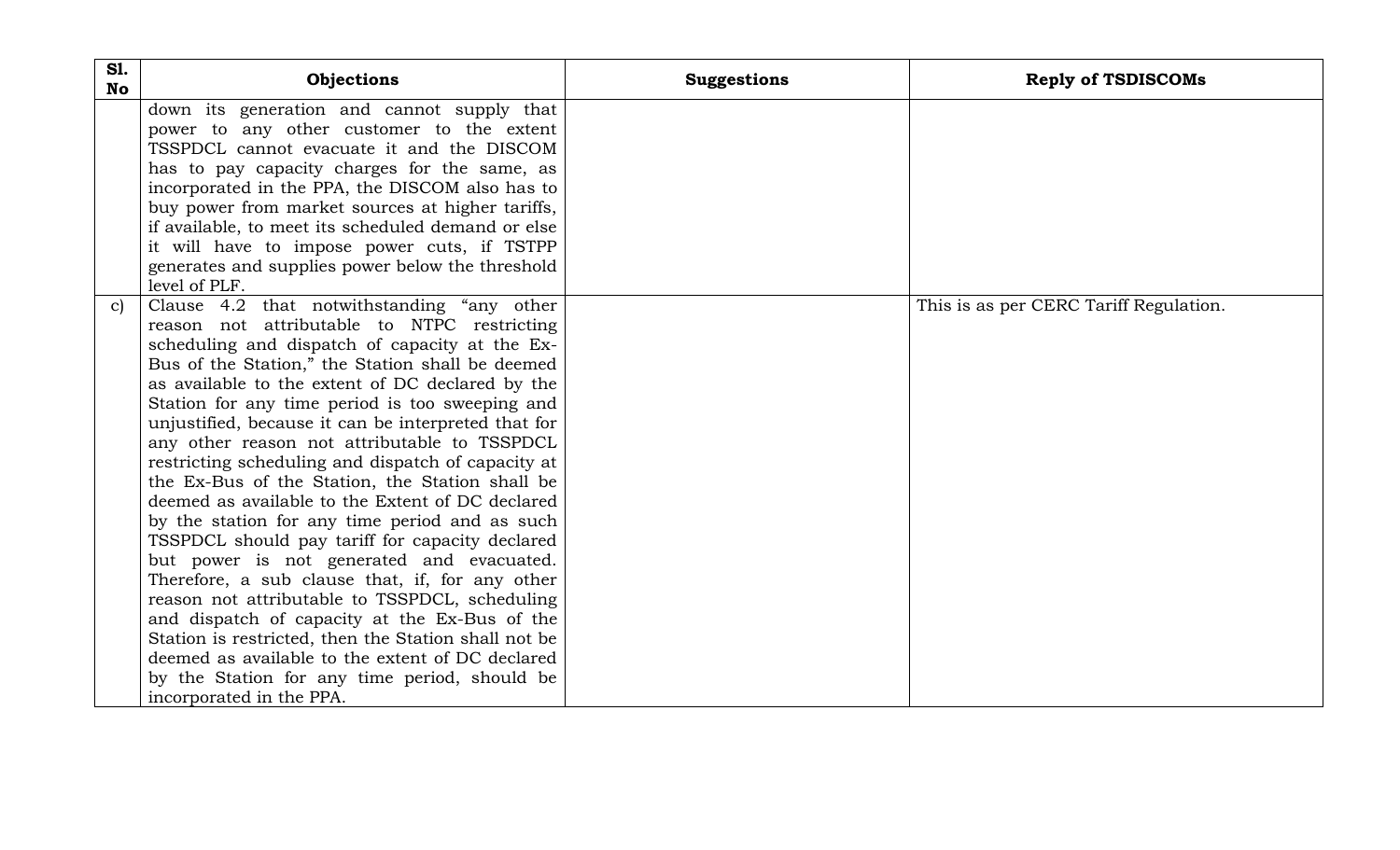| Sl. No | Objections | Suggestions | Reply of TSDISCOMs |
| --- | --- | --- | --- |
| | down its generation and cannot supply that power to any other customer to the extent TSSPDCL cannot evacuate it and the DISCOM has to pay capacity charges for the same, as incorporated in the PPA, the DISCOM also has to buy power from market sources at higher tariffs, if available, to meet its scheduled demand or else it will have to impose power cuts, if TSTPP generates and supplies power below the threshold level of PLF. | | |
| c) | Clause 4.2 that notwithstanding "any other reason not attributable to NTPC restricting scheduling and dispatch of capacity at the Ex-Bus of the Station," the Station shall be deemed as available to the extent of DC declared by the Station for any time period is too sweeping and unjustified, because it can be interpreted that for any other reason not attributable to TSSPDCL restricting scheduling and dispatch of capacity at the Ex-Bus of the Station, the Station shall be deemed as available to the Extent of DC declared by the station for any time period and as such TSSPDCL should pay tariff for capacity declared but power is not generated and evacuated. Therefore, a sub clause that, if, for any other reason not attributable to TSSPDCL, scheduling and dispatch of capacity at the Ex-Bus of the Station is restricted, then the Station shall not be deemed as available to the extent of DC declared by the Station for any time period, should be incorporated in the PPA. | | This is as per CERC Tariff Regulation. |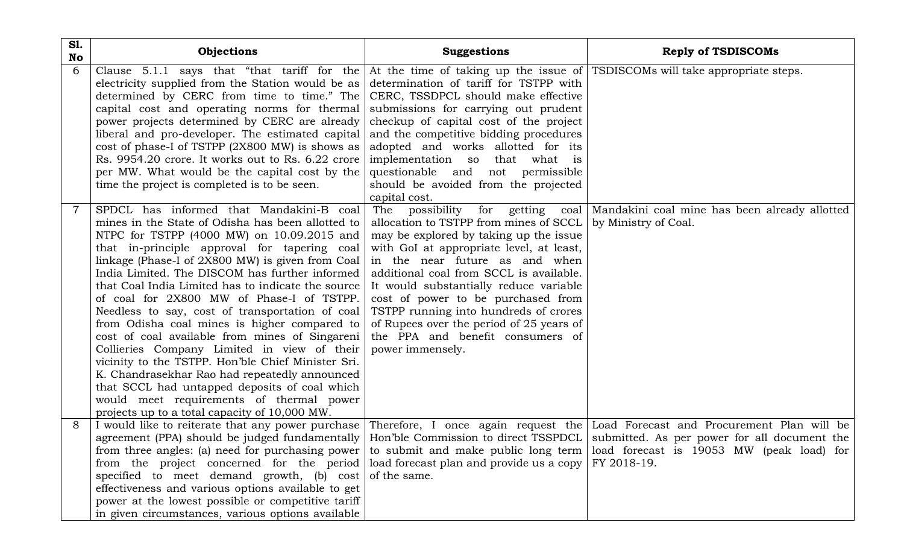| Sl. No | Objections | Suggestions | Reply of TSDISCOMs |
|---|---|---|---|
| 6 | Clause 5.1.1 says that "that tariff for the electricity supplied from the Station would be as determined by CERC from time to time." The capital cost and operating norms for thermal power projects determined by CERC are already liberal and pro-developer. The estimated capital cost of phase-I of TSTPP (2X800 MW) is shows as Rs. 9954.20 crore. It works out to Rs. 6.22 crore per MW. What would be the capital cost by the time the project is completed is to be seen. | At the time of taking up the issue of determination of tariff for TSTPP with CERC, TSSDPCL should make effective submissions for carrying out prudent checkup of capital cost of the project and the competitive bidding procedures adopted and works allotted for its implementation so that what is questionable and not permissible should be avoided from the projected capital cost. | TSDISCOMs will take appropriate steps. |
| 7 | SPDCL has informed that Mandakini-B coal mines in the State of Odisha has been allotted to NTPC for TSTPP (4000 MW) on 10.09.2015 and that in-principle approval for tapering coal linkage (Phase-I of 2X800 MW) is given from Coal India Limited. The DISCOM has further informed that Coal India Limited has to indicate the source of coal for 2X800 MW of Phase-I of TSTPP. Needless to say, cost of transportation of coal from Odisha coal mines is higher compared to cost of coal available from mines of Singareni Collieries Company Limited in view of their vicinity to the TSTPP. Hon'ble Chief Minister Sri. K. Chandrasekhar Rao had repeatedly announced that SCCL had untapped deposits of coal which would meet requirements of thermal power projects up to a total capacity of 10,000 MW. | The possibility for getting coal allocation to TSTPP from mines of SCCL may be explored by taking up the issue with GoI at appropriate level, at least, in the near future as and when additional coal from SCCL is available. It would substantially reduce variable cost of power to be purchased from TSTPP running into hundreds of crores of Rupees over the period of 25 years of the PPA and benefit consumers of power immensely. | Mandakini coal mine has been already allotted by Ministry of Coal. |
| 8 | I would like to reiterate that any power purchase agreement (PPA) should be judged fundamentally from three angles: (a) need for purchasing power from the project concerned for the period specified to meet demand growth, (b) cost effectiveness and various options available to get power at the lowest possible or competitive tariff in given circumstances, various options available | Therefore, I once again request the Hon'ble Commission to direct TSSPDCL to submit and make public long term load forecast plan and provide us a copy of the same. | Load Forecast and Procurement Plan will be submitted. As per power for all document the load forecast is 19053 MW (peak load) for FY 2018-19. |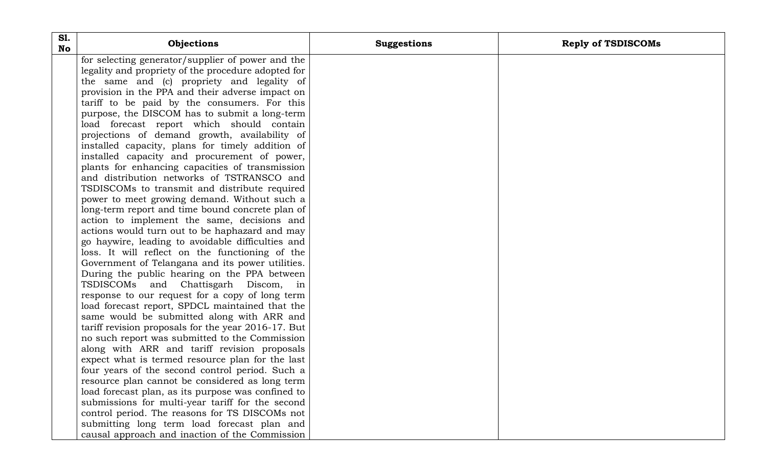| Sl. No | Objections | Suggestions | Reply of TSDISCOMs |
|---|---|---|---|
| | for selecting generator/supplier of power and the legality and propriety of the procedure adopted for the same and (c) propriety and legality of provision in the PPA and their adverse impact on tariff to be paid by the consumers. For this purpose, the DISCOM has to submit a long-term load forecast report which should contain projections of demand growth, availability of installed capacity, plans for timely addition of installed capacity and procurement of power, plants for enhancing capacities of transmission and distribution networks of TSTRANSCO and TSDISCOMs to transmit and distribute required power to meet growing demand. Without such a long-term report and time bound concrete plan of action to implement the same, decisions and actions would turn out to be haphazard and may go haywire, leading to avoidable difficulties and loss. It will reflect on the functioning of the Government of Telangana and its power utilities. During the public hearing on the PPA between TSDISCOMs and Chattisgarh Discom, in response to our request for a copy of long term load forecast report, SPDCL maintained that the same would be submitted along with ARR and tariff revision proposals for the year 2016-17. But no such report was submitted to the Commission along with ARR and tariff revision proposals expect what is termed resource plan for the last four years of the second control period. Such a resource plan cannot be considered as long term load forecast plan, as its purpose was confined to submissions for multi-year tariff for the second control period. The reasons for TS DISCOMs not submitting long term load forecast plan and causal approach and inaction of the Commission | | |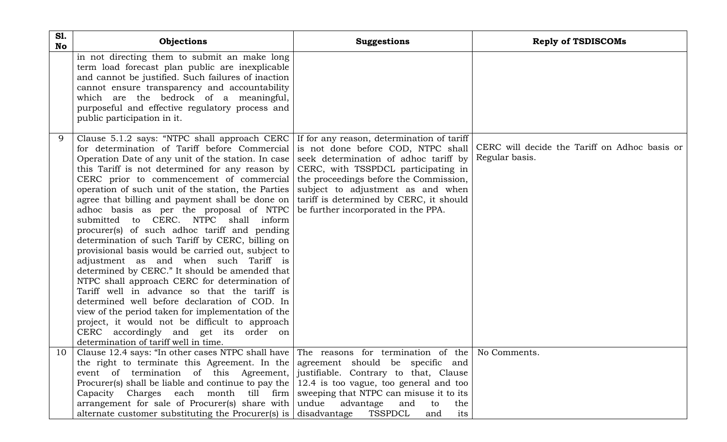| Sl. No | Objections | Suggestions | Reply of TSDISCOMs |
|---|---|---|---|
| | in not directing them to submit an make long term load forecast plan public are inexplicable and cannot be justified. Such failures of inaction cannot ensure transparency and accountability which are the bedrock of a meaningful, purposeful and effective regulatory process and public participation in it. | | |
| 9 | Clause 5.1.2 says: "NTPC shall approach CERC for determination of Tariff before Commercial Operation Date of any unit of the station. In case this Tariff is not determined for any reason by CERC prior to commencement of commercial operation of such unit of the station, the Parties agree that billing and payment shall be done on adhoc basis as per the proposal of NTPC submitted to CERC. NTPC shall inform procurer(s) of such adhoc tariff and pending determination of such Tariff by CERC, billing on provisional basis would be carried out, subject to adjustment as and when such Tariff is determined by CERC." It should be amended that NTPC shall approach CERC for determination of Tariff well in advance so that the tariff is determined well before declaration of COD. In view of the period taken for implementation of the project, it would not be difficult to approach CERC accordingly and get its order on determination of tariff well in time. | If for any reason, determination of tariff is not done before COD, NTPC shall seek determination of adhoc tariff by CERC, with TSSPDCL participating in the proceedings before the Commission, subject to adjustment as and when tariff is determined by CERC, it should be further incorporated in the PPA. | CERC will decide the Tariff on Adhoc basis or Regular basis. |
| 10 | Clause 12.4 says: "In other cases NTPC shall have the right to terminate this Agreement. In the event of termination of this Agreement, Procurer(s) shall be liable and continue to pay the Capacity Charges each month till firm arrangement for sale of Procurer(s) share with alternate customer substituting the Procurer(s) is | The reasons for termination of the agreement should be specific and justifiable. Contrary to that, Clause 12.4 is too vague, too general and too sweeping that NTPC can misuse it to its undue advantage and to the disadvantage TSSPDCL and its | No Comments. |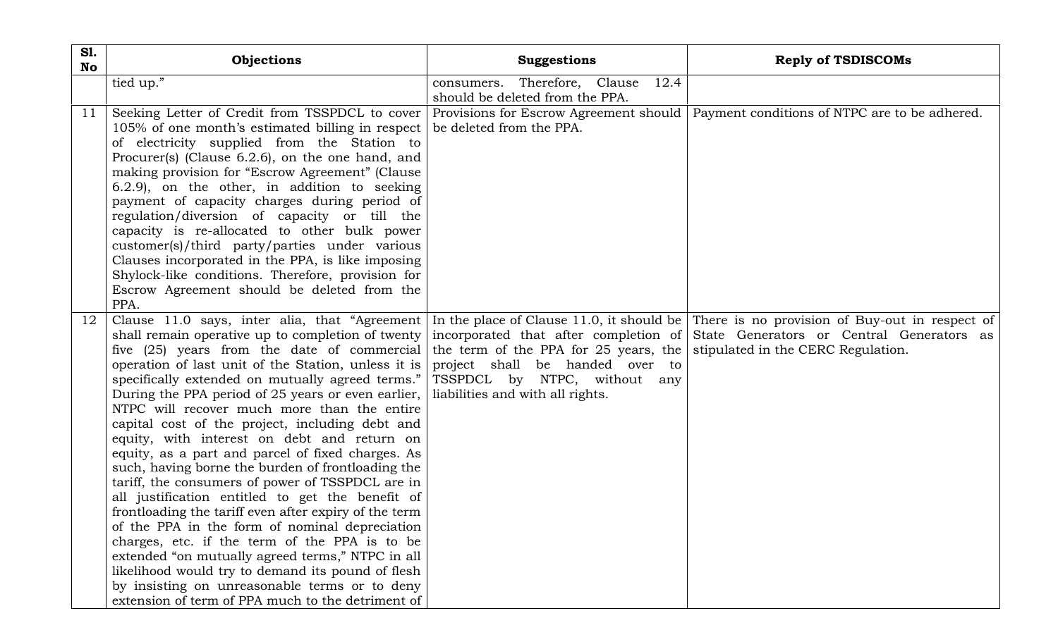| Sl. No | Objections | Suggestions | Reply of TSDISCOMs |
|---|---|---|---|
| | tied up.” | consumers. Therefore, Clause 12.4 should be deleted from the PPA. | |
| 11 | Seeking Letter of Credit from TSSPDCL to cover 105% of one month’s estimated billing in respect of electricity supplied from the Station to Procurer(s) (Clause 6.2.6), on the one hand, and making provision for “Escrow Agreement” (Clause 6.2.9), on the other, in addition to seeking payment of capacity charges during period of regulation/diversion of capacity or till the capacity is re-allocated to other bulk power customer(s)/third party/parties under various Clauses incorporated in the PPA, is like imposing Shylock-like conditions. Therefore, provision for Escrow Agreement should be deleted from the PPA. | Provisions for Escrow Agreement should be deleted from the PPA. | Payment conditions of NTPC are to be adhered. |
| 12 | Clause 11.0 says, inter alia, that “Agreement shall remain operative up to completion of twenty five (25) years from the date of commercial operation of last unit of the Station, unless it is specifically extended on mutually agreed terms.” During the PPA period of 25 years or even earlier, NTPC will recover much more than the entire capital cost of the project, including debt and equity, with interest on debt and return on equity, as a part and parcel of fixed charges. As such, having borne the burden of frontloading the tariff, the consumers of power of TSSPDCL are in all justification entitled to get the benefit of frontloading the tariff even after expiry of the term of the PPA in the form of nominal depreciation charges, etc. if the term of the PPA is to be extended “on mutually agreed terms,” NTPC in all likelihood would try to demand its pound of flesh by insisting on unreasonable terms or to deny extension of term of PPA much to the detriment of | In the place of Clause 11.0, it should be incorporated that after completion of the term of the PPA for 25 years, the project shall be handed over to TSSPDCL by NTPC, without any liabilities and with all rights. | There is no provision of Buy-out in respect of State Generators or Central Generators as stipulated in the CERC Regulation. |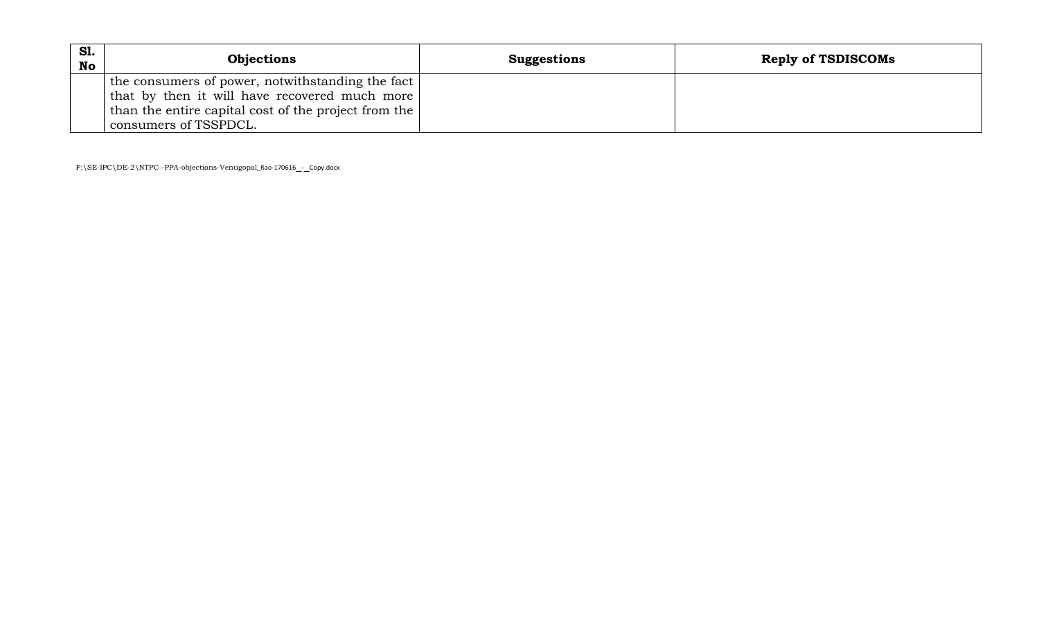| Sl. No | Objections | Suggestions | Reply of TSDISCOMs |
|---|---|---|---|
| | the consumers of power, notwithstanding the fact that by then it will have recovered much more than the entire capital cost of the project from the consumers of TSSPDCL. | | |

F:\SE-IPC\DE-2\NTPC--PPA-objections-Venugopal_Rao-170616_-_Copy.docx